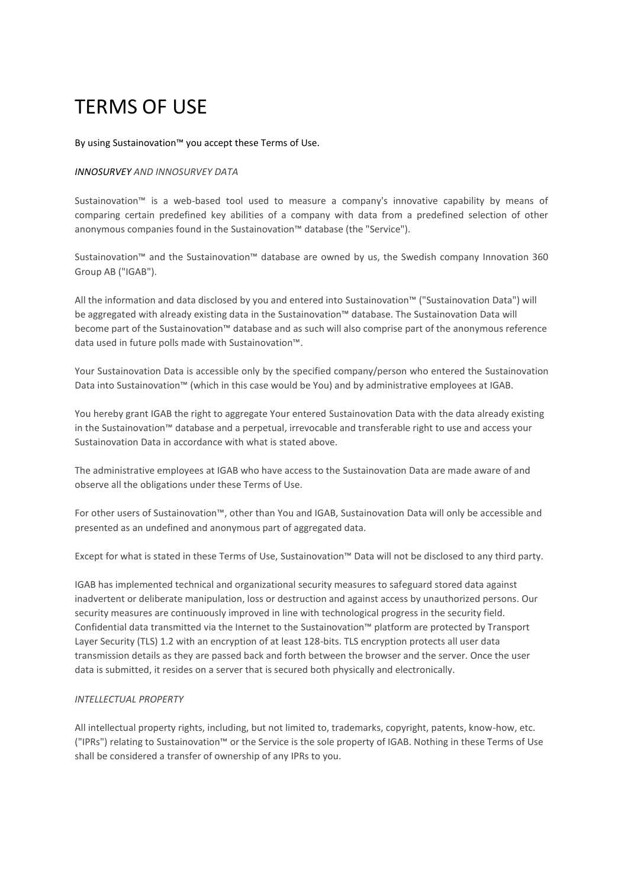# TERMS OF USE

By using Sustainovation™ you accept these Terms of Use.

***INNOSURVEY*** *AND INNOSURVEY DATA*

Sustainovation™ is a web-based tool used to measure a company's innovative capability by means of comparing certain predefined key abilities of a company with data from a predefined selection of other anonymous companies found in the Sustainovation™ database (the "Service").

Sustainovation™ and the Sustainovation™ database are owned by us, the Swedish company Innovation 360 Group AB ("IGAB").

All the information and data disclosed by you and entered into Sustainovation™ ("Sustainovation Data") will be aggregated with already existing data in the Sustainovation™ database. The Sustainovation Data will become part of the Sustainovation™ database and as such will also comprise part of the anonymous reference data used in future polls made with Sustainovation™.

Your Sustainovation Data is accessible only by the specified company/person who entered the Sustainovation Data into Sustainovation™ (which in this case would be You) and by administrative employees at IGAB.

You hereby grant IGAB the right to aggregate Your entered Sustainovation Data with the data already existing in the Sustainovation™ database and a perpetual, irrevocable and transferable right to use and access your Sustainovation Data in accordance with what is stated above.

The administrative employees at IGAB who have access to the Sustainovation Data are made aware of and observe all the obligations under these Terms of Use.

For other users of Sustainovation™, other than You and IGAB, Sustainovation Data will only be accessible and presented as an undefined and anonymous part of aggregated data.

Except for what is stated in these Terms of Use, Sustainovation™ Data will not be disclosed to any third party.

IGAB has implemented technical and organizational security measures to safeguard stored data against inadvertent or deliberate manipulation, loss or destruction and against access by unauthorized persons. Our security measures are continuously improved in line with technological progress in the security field. Confidential data transmitted via the Internet to the Sustainovation™ platform are protected by Transport Layer Security (TLS) 1.2 with an encryption of at least 128-bits. TLS encryption protects all user data transmission details as they are passed back and forth between the browser and the server. Once the user data is submitted, it resides on a server that is secured both physically and electronically.

*INTELLECTUAL PROPERTY*

All intellectual property rights, including, but not limited to, trademarks, copyright, patents, know-how, etc. ("IPRs") relating to Sustainovation™ or the Service is the sole property of IGAB. Nothing in these Terms of Use shall be considered a transfer of ownership of any IPRs to you.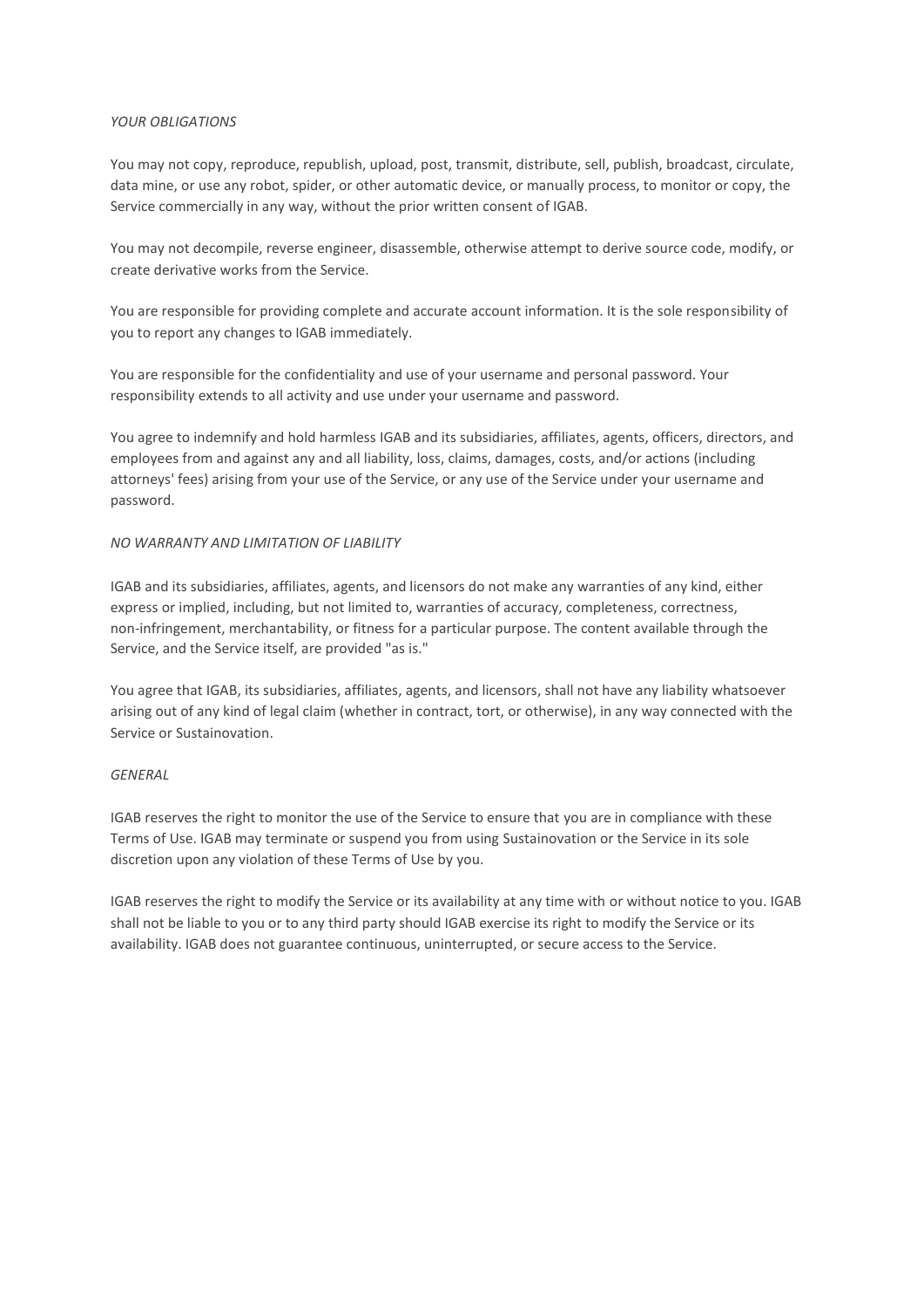*YOUR OBLIGATIONS*

You may not copy, reproduce, republish, upload, post, transmit, distribute, sell, publish, broadcast, circulate, data mine, or use any robot, spider, or other automatic device, or manually process, to monitor or copy, the Service commercially in any way, without the prior written consent of IGAB.

You may not decompile, reverse engineer, disassemble, otherwise attempt to derive source code, modify, or create derivative works from the Service.

You are responsible for providing complete and accurate account information. It is the sole responsibility of you to report any changes to IGAB immediately.

You are responsible for the confidentiality and use of your username and personal password. Your responsibility extends to all activity and use under your username and password.

You agree to indemnify and hold harmless IGAB and its subsidiaries, affiliates, agents, officers, directors, and employees from and against any and all liability, loss, claims, damages, costs, and/or actions (including attorneys' fees) arising from your use of the Service, or any use of the Service under your username and password.

*NO WARRANTY AND LIMITATION OF LIABILITY*

IGAB and its subsidiaries, affiliates, agents, and licensors do not make any warranties of any kind, either express or implied, including, but not limited to, warranties of accuracy, completeness, correctness, non-infringement, merchantability, or fitness for a particular purpose. The content available through the Service, and the Service itself, are provided "as is."

You agree that IGAB, its subsidiaries, affiliates, agents, and licensors, shall not have any liability whatsoever arising out of any kind of legal claim (whether in contract, tort, or otherwise), in any way connected with the Service or Sustainovation.

*GENERAL*

IGAB reserves the right to monitor the use of the Service to ensure that you are in compliance with these Terms of Use. IGAB may terminate or suspend you from using Sustainovation or the Service in its sole discretion upon any violation of these Terms of Use by you.

IGAB reserves the right to modify the Service or its availability at any time with or without notice to you. IGAB shall not be liable to you or to any third party should IGAB exercise its right to modify the Service or its availability. IGAB does not guarantee continuous, uninterrupted, or secure access to the Service.